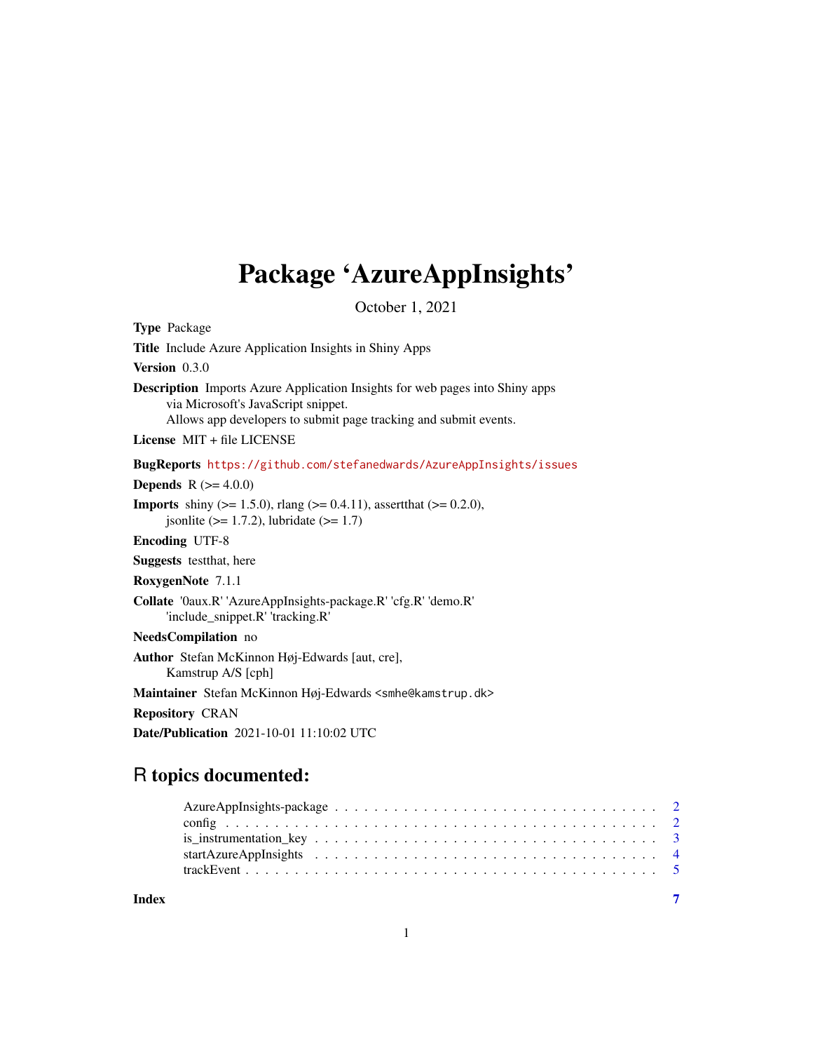# Package 'AzureAppInsights'

October 1, 2021

**Type** Package

**Title** Include Azure Application Insights in Shiny Apps

**Version** 0.3.0

**Description** Imports Azure Application Insights for web pages into Shiny apps via Microsoft's JavaScript snippet.
Allows app developers to submit page tracking and submit events.

**License** MIT + file LICENSE

**BugReports** https://github.com/stefanedwards/AzureAppInsights/issues

**Depends** R (>= 4.0.0)

**Imports** shiny (>= 1.5.0), rlang (>= 0.4.11), assertthat (>= 0.2.0), jsonlite (>= 1.7.2), lubridate (>= 1.7)

**Encoding** UTF-8

**Suggests** testthat, here

**RoxygenNote** 7.1.1

**Collate** '0aux.R' 'AzureAppInsights-package.R' 'cfg.R' 'demo.R' 'include_snippet.R' 'tracking.R'

**NeedsCompilation** no

**Author** Stefan McKinnon Høj-Edwards [aut, cre], Kamstrup A/S [cph]

**Maintainer** Stefan McKinnon Høj-Edwards <smhe@kamstrup.dk>

**Repository** CRAN

**Date/Publication** 2021-10-01 11:10:02 UTC

## R topics documented:

- AzureAppInsights-package . . . . . . . . . . . . . . . . . . . . . . . . . . . . . . . . . 2
- config . . . . . . . . . . . . . . . . . . . . . . . . . . . . . . . . . . . . . . . . . . . . 2
- is_instrumentation_key . . . . . . . . . . . . . . . . . . . . . . . . . . . . . . . . . . 3
- startAzureAppInsights . . . . . . . . . . . . . . . . . . . . . . . . . . . . . . . . . . . 4
- trackEvent . . . . . . . . . . . . . . . . . . . . . . . . . . . . . . . . . . . . . . . . . 5

**Index** 7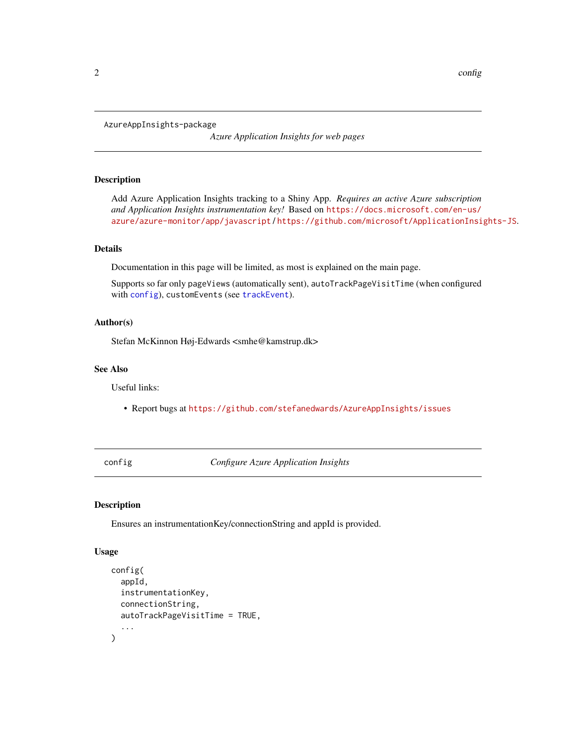## AzureAppInsights-package    *Azure Application Insights for web pages*

### Description

Add Azure Application Insights tracking to a Shiny App. *Requires an active Azure subscription and Application Insights instrumentation key!* Based on https://docs.microsoft.com/en-us/azure/azure-monitor/app/javascript / https://github.com/microsoft/ApplicationInsights-JS.

### Details

Documentation in this page will be limited, as most is explained on the main page.

Supports so far only `pageViews` (automatically sent), `autoTrackPageVisitTime` (when configured with `config`), `customEvents` (see `trackEvent`).

### Author(s)

Stefan McKinnon Høj-Edwards <smhe@kamstrup.dk>

### See Also

Useful links:

- Report bugs at https://github.com/stefanedwards/AzureAppInsights/issues

## config    *Configure Azure Application Insights*

### Description

Ensures an instrumentationKey/connectionString and appId is provided.

### Usage

```
config(
  appId,
  instrumentationKey,
  connectionString,
  autoTrackPageVisitTime = TRUE,
  ...
)
```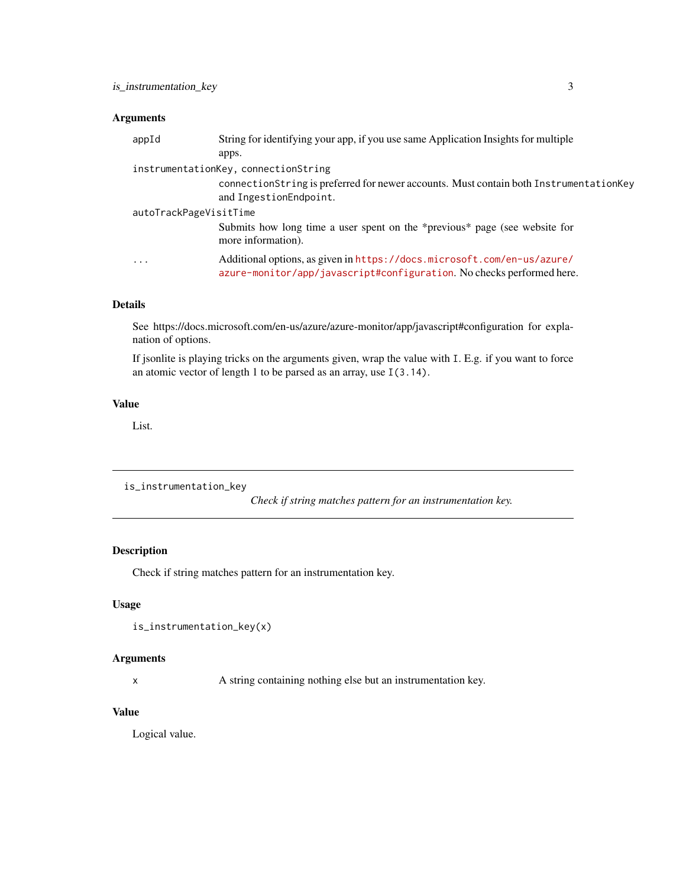### Arguments

- `appId` — String for identifying your app, if you use same Application Insights for multiple apps.
- `instrumentationKey`, `connectionString` — `connectionString` is preferred for newer accounts. Must contain both `InstrumentationKey` and `IngestionEndpoint`.
- `autoTrackPageVisitTime` — Submits how long time a user spent on the *previous* page (see website for more information).
- `...` — Additional options, as given in https://docs.microsoft.com/en-us/azure/azure-monitor/app/javascript#configuration. No checks performed here.

### Details

See https://docs.microsoft.com/en-us/azure/azure-monitor/app/javascript#configuration for explanation of options.

If jsonlite is playing tricks on the arguments given, wrap the value with `I`. E.g. if you want to force an atomic vector of length 1 to be parsed as an array, use `I(3.14)`.

### Value

List.

---

## is_instrumentation_key

*Check if string matches pattern for an instrumentation key.*

---

### Description

Check if string matches pattern for an instrumentation key.

### Usage

```
is_instrumentation_key(x)
```

### Arguments

- `x` — A string containing nothing else but an instrumentation key.

### Value

Logical value.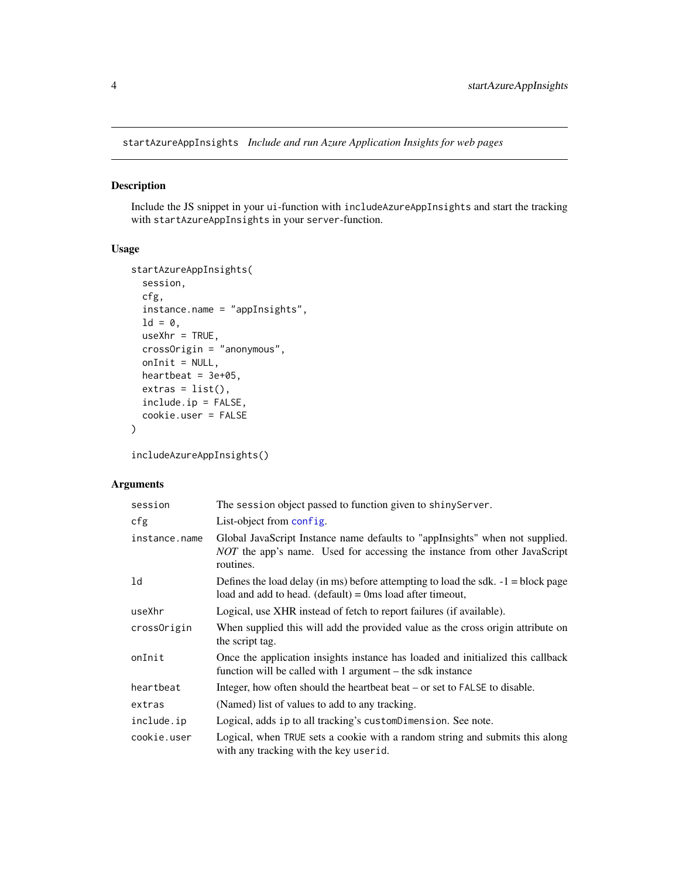## startAzureAppInsights *Include and run Azure Application Insights for web pages*

### Description

Include the JS snippet in your `ui`-function with `includeAzureAppInsights` and start the tracking with `startAzureAppInsights` in your `server`-function.

### Usage

```
startAzureAppInsights(
  session,
  cfg,
  instance.name = "appInsights",
  ld = 0,
  useXhr = TRUE,
  crossOrigin = "anonymous",
  onInit = NULL,
  heartbeat = 3e+05,
  extras = list(),
  include.ip = FALSE,
  cookie.user = FALSE
)

includeAzureAppInsights()
```

### Arguments

| Argument | Description |
|---|---|
| `session` | The `session` object passed to function given to `shinyServer`. |
| `cfg` | List-object from `config`. |
| `instance.name` | Global JavaScript Instance name defaults to "appInsights" when not supplied. *NOT* the app's name. Used for accessing the instance from other JavaScript routines. |
| `ld` | Defines the load delay (in ms) before attempting to load the sdk. -1 = block page load and add to head. (default) = 0ms load after timeout, |
| `useXhr` | Logical, use XHR instead of fetch to report failures (if available). |
| `crossOrigin` | When supplied this will add the provided value as the cross origin attribute on the script tag. |
| `onInit` | Once the application insights instance has loaded and initialized this callback function will be called with 1 argument – the sdk instance |
| `heartbeat` | Integer, how often should the heartbeat beat – or set to `FALSE` to disable. |
| `extras` | (Named) list of values to add to any tracking. |
| `include.ip` | Logical, adds `ip` to all tracking's `customDimension`. See note. |
| `cookie.user` | Logical, when `TRUE` sets a cookie with a random string and submits this along with any tracking with the key `userid`. |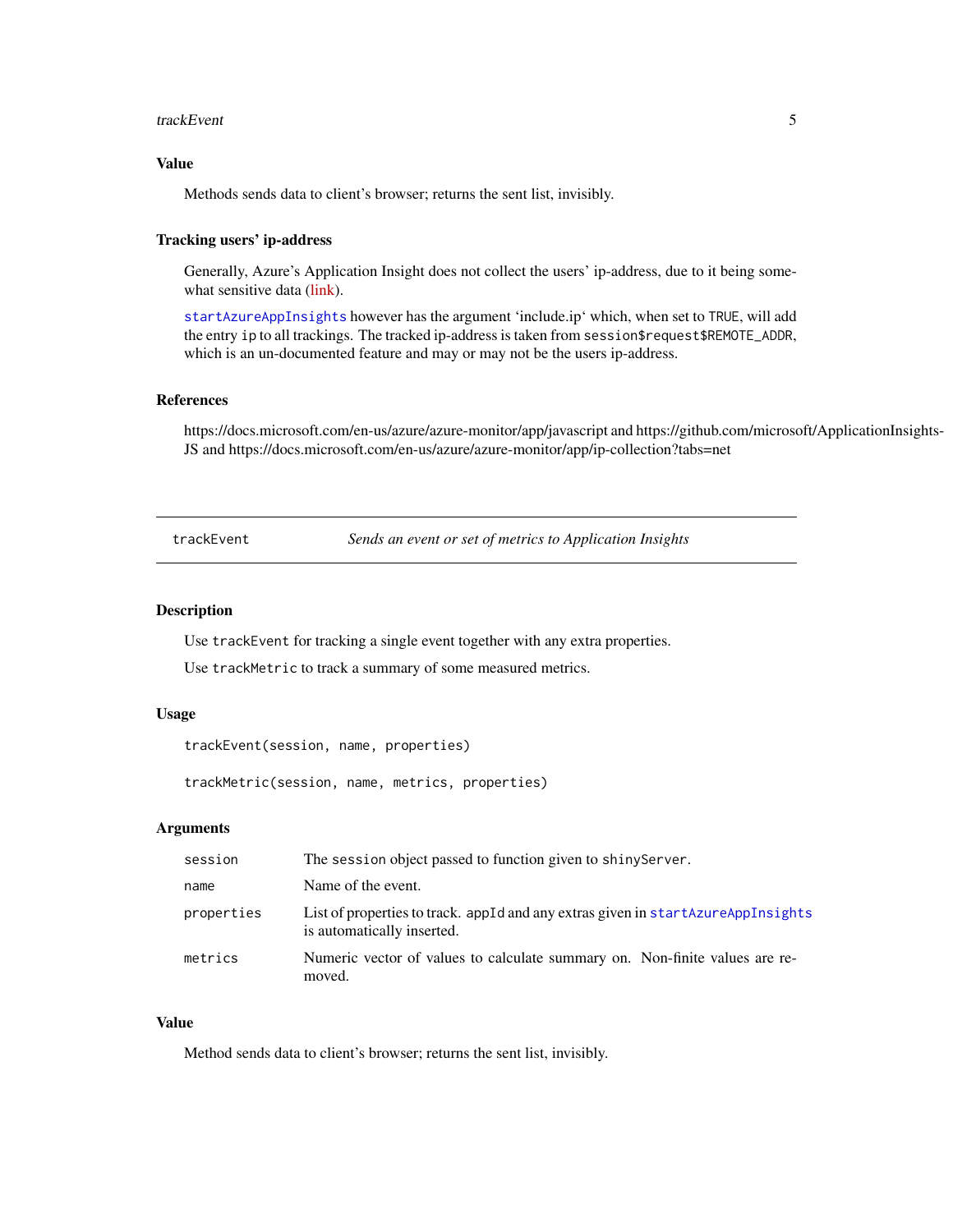## Value

Methods sends data to client's browser; returns the sent list, invisibly.

## Tracking users' ip-address

Generally, Azure's Application Insight does not collect the users' ip-address, due to it being somewhat sensitive data (link).

`startAzureAppInsights` however has the argument 'include.ip' which, when set to `TRUE`, will add the entry `ip` to all trackings. The tracked ip-address is taken from `session$request$REMOTE_ADDR`, which is an un-documented feature and may or may not be the users ip-address.

## References

https://docs.microsoft.com/en-us/azure/azure-monitor/app/javascript and https://github.com/microsoft/ApplicationInsights-JS and https://docs.microsoft.com/en-us/azure/azure-monitor/app/ip-collection?tabs=net

---

# trackEvent — *Sends an event or set of metrics to Application Insights*

## Description

Use `trackEvent` for tracking a single event together with any extra properties.

Use `trackMetric` to track a summary of some measured metrics.

## Usage

```
trackEvent(session, name, properties)

trackMetric(session, name, metrics, properties)
```

## Arguments

| | |
|---|---|
| `session` | The `session` object passed to function given to `shinyServer`. |
| `name` | Name of the event. |
| `properties` | List of properties to track. `appId` and any extras given in `startAzureAppInsights` is automatically inserted. |
| `metrics` | Numeric vector of values to calculate summary on. Non-finite values are removed. |

## Value

Method sends data to client's browser; returns the sent list, invisibly.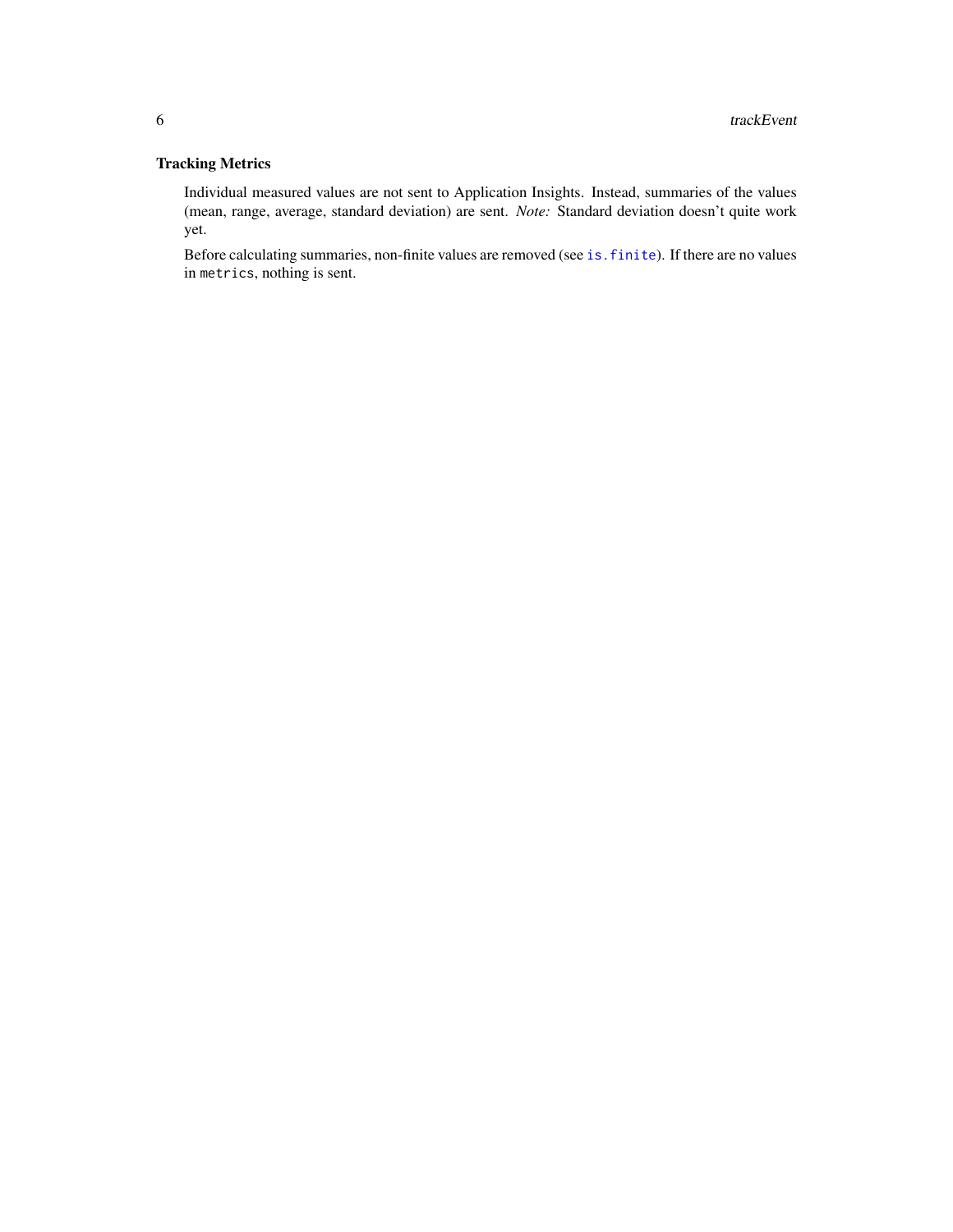### Tracking Metrics

Individual measured values are not sent to Application Insights. Instead, summaries of the values (mean, range, average, standard deviation) are sent. *Note:* Standard deviation doesn't quite work yet.

Before calculating summaries, non-finite values are removed (see `is.finite`). If there are no values in `metrics`, nothing is sent.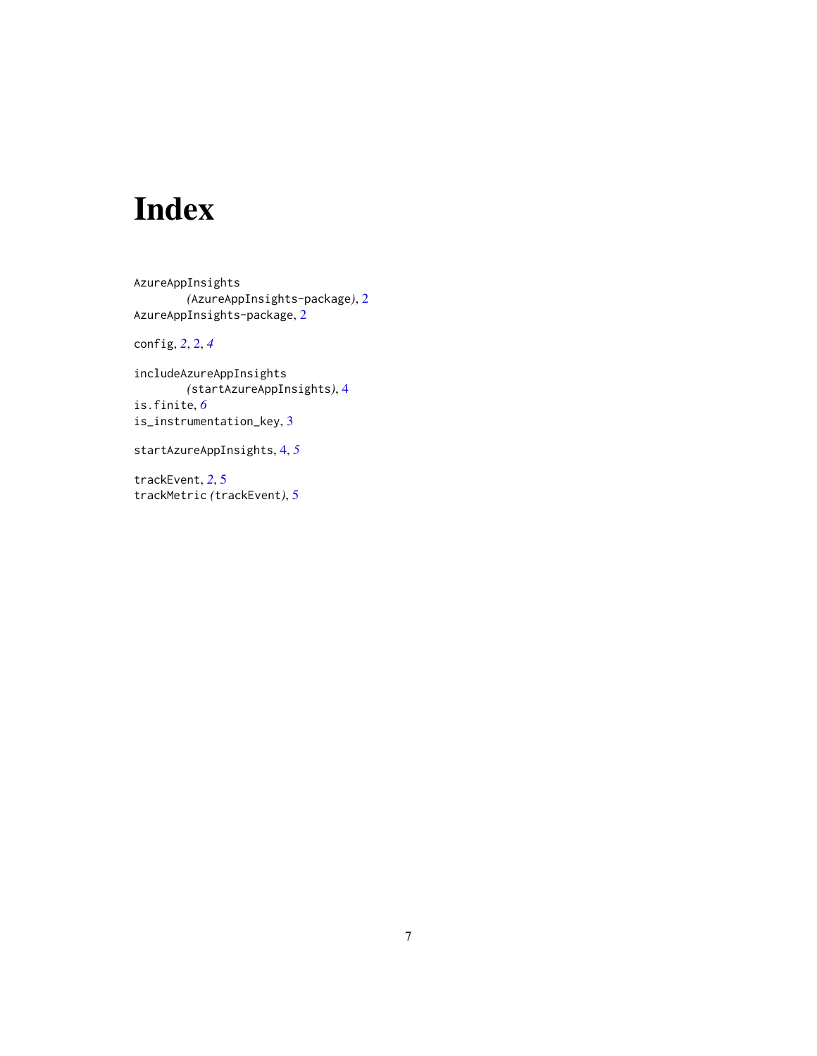# Index

AzureAppInsights
  *(*AzureAppInsights-package*)*, 2
AzureAppInsights-package, 2

config, *2*, 2, *4*

includeAzureAppInsights
  *(*startAzureAppInsights*)*, 4
is.finite, *6*
is_instrumentation_key, 3

startAzureAppInsights, 4, *5*

trackEvent, *2*, 5
trackMetric *(*trackEvent*)*, 5